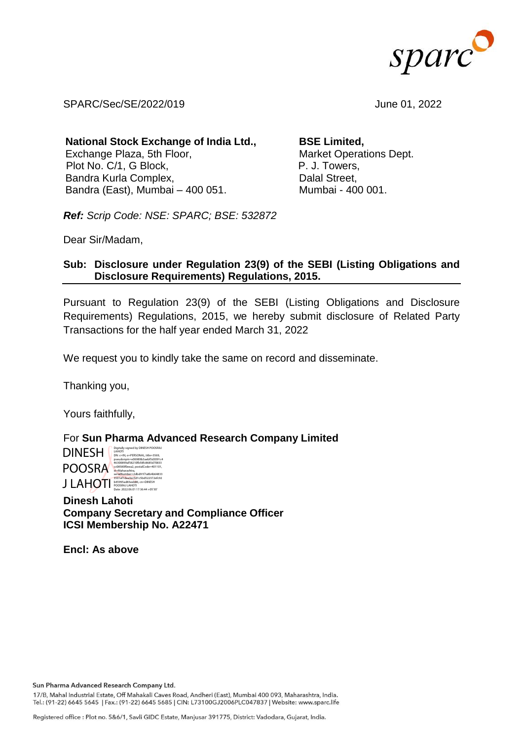SPARC/Sec/SE/2022/019

June 01, 2022

**National Stock Exchange of India Ltd.,**
Exchange Plaza, 5th Floor,
Plot No. C/1, G Block,
Bandra Kurla Complex,
Bandra (East), Mumbai – 400 051.

**BSE Limited,**
Market Operations Dept.
P. J. Towers,
Dalal Street,
Mumbai - 400 001.

***Ref:*** *Scrip Code: NSE: SPARC; BSE: 532872*

Dear Sir/Madam,

**Sub: Disclosure under Regulation 23(9) of the SEBI (Listing Obligations and Disclosure Requirements) Regulations, 2015.**

Pursuant to Regulation 23(9) of the SEBI (Listing Obligations and Disclosure Requirements) Regulations, 2015, we hereby submit disclosure of Related Party Transactions for the half year ended March 31, 2022

We request you to kindly take the same on record and disseminate.

Thanking you,

Yours faithfully,

For **Sun Pharma Advanced Research Company Limited**

DINESH POOSRAJ LAHOTI

Digitally signed by DINESH POOSRAJ LAHOTI
Date: 2022.06.01 17:36:44 +05'30'

**Dinesh Lahoti**
**Company Secretary and Compliance Officer**
**ICSI Membership No. A22471**

**Encl: As above**

Sun Pharma Advanced Research Company Ltd.
17/B, Mahal Industrial Estate, Off Mahakali Caves Road, Andheri (East), Mumbai 400 093, Maharashtra, India.
Tel.: (91-22) 6645 5645 | Fax.: (91-22) 6645 5685 | CIN: L73100GJ2006PLC047837 | Website: www.sparc.life

Registered office : Plot no. 5&6/1, Savli GIDC Estate, Manjusar 391775, District: Vadodara, Gujarat, India.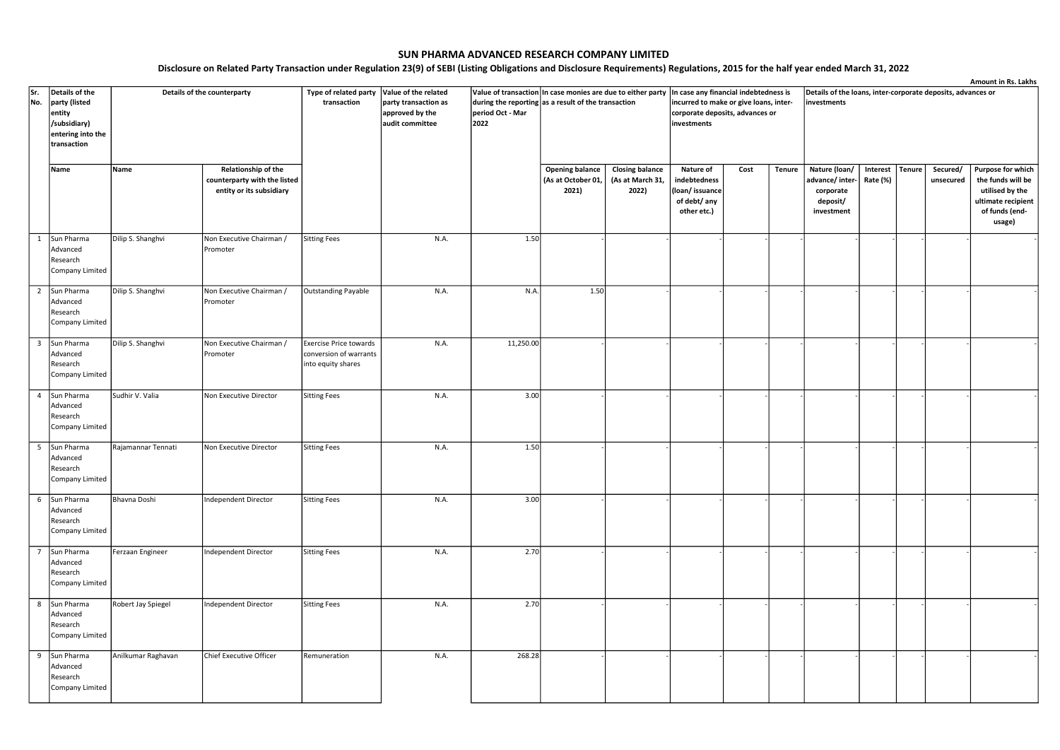# SUN PHARMA ADVANCED RESEARCH COMPANY LIMITED

## Disclosure on Related Party Transaction under Regulation 23(9) of SEBI (Listing Obligations and Disclosure Requirements) Regulations, 2015 for the half year ended March 31, 2022

Amount in Rs. Lakhs

| Sr. No. | Details of the party (listed entity /subsidiary) entering into the transaction | Details of the counterparty | | Type of related party transaction | Value of the related party transaction as approved by the audit committee | Value of transaction during the reporting period Oct - Mar 2022 | In case monies are due to either party as a result of the transaction | | In case any financial indebtedness is incurred to make or give loans, inter-corporate deposits, advances or investments | | | Details of the loans, inter-corporate deposits, advances or investments | | | | |
|---|---|---|---|---|---|---|---|---|---|---|---|---|---|---|---|---|
| | Name | Name | Relationship of the counterparty with the listed entity or its subsidiary | | | | Opening balance (As at October 01, 2021) | Closing balance (As at March 31, 2022) | Nature of indebtedness (loan/ issuance of debt/ any other etc.) | Cost | Tenure | Nature (loan/ advance/ inter-corporate deposit/ investment | Interest Rate (%) | Tenure | Secured/ unsecured | Purpose for which the funds will be utilised by the ultimate recipient of funds (end-usage) |
| 1 | Sun Pharma Advanced Research Company Limited | Dilip S. Shanghvi | Non Executive Chairman / Promoter | Sitting Fees | N.A. | 1.50 | - | - | - | - | - | - | - | - | - | - |
| 2 | Sun Pharma Advanced Research Company Limited | Dilip S. Shanghvi | Non Executive Chairman / Promoter | Outstanding Payable | N.A. | N.A. | 1.50 | - | - | - | - | - | - | - | - | - |
| 3 | Sun Pharma Advanced Research Company Limited | Dilip S. Shanghvi | Non Executive Chairman / Promoter | Exercise Price towards conversion of warrants into equity shares | N.A. | 11,250.00 | - | - | - | - | - | - | - | - | - | - |
| 4 | Sun Pharma Advanced Research Company Limited | Sudhir V. Valia | Non Executive Director | Sitting Fees | N.A. | 3.00 | - | - | - | - | - | - | - | - | - | - |
| 5 | Sun Pharma Advanced Research Company Limited | Rajamannar Tennati | Non Executive Director | Sitting Fees | N.A. | 1.50 | - | - | - | - | - | - | - | - | - | - |
| 6 | Sun Pharma Advanced Research Company Limited | Bhavna Doshi | Independent Director | Sitting Fees | N.A. | 3.00 | - | - | - | - | - | - | - | - | - | - |
| 7 | Sun Pharma Advanced Research Company Limited | Ferzaan Engineer | Independent Director | Sitting Fees | N.A. | 2.70 | - | - | - | - | - | - | - | - | - | - |
| 8 | Sun Pharma Advanced Research Company Limited | Robert Jay Spiegel | Independent Director | Sitting Fees | N.A. | 2.70 | - | - | - | - | - | - | - | - | - | - |
| 9 | Sun Pharma Advanced Research Company Limited | Anilkumar Raghavan | Chief Executive Officer | Remuneration | N.A. | 268.28 | - | - | - | - | - | - | - | - | - | - |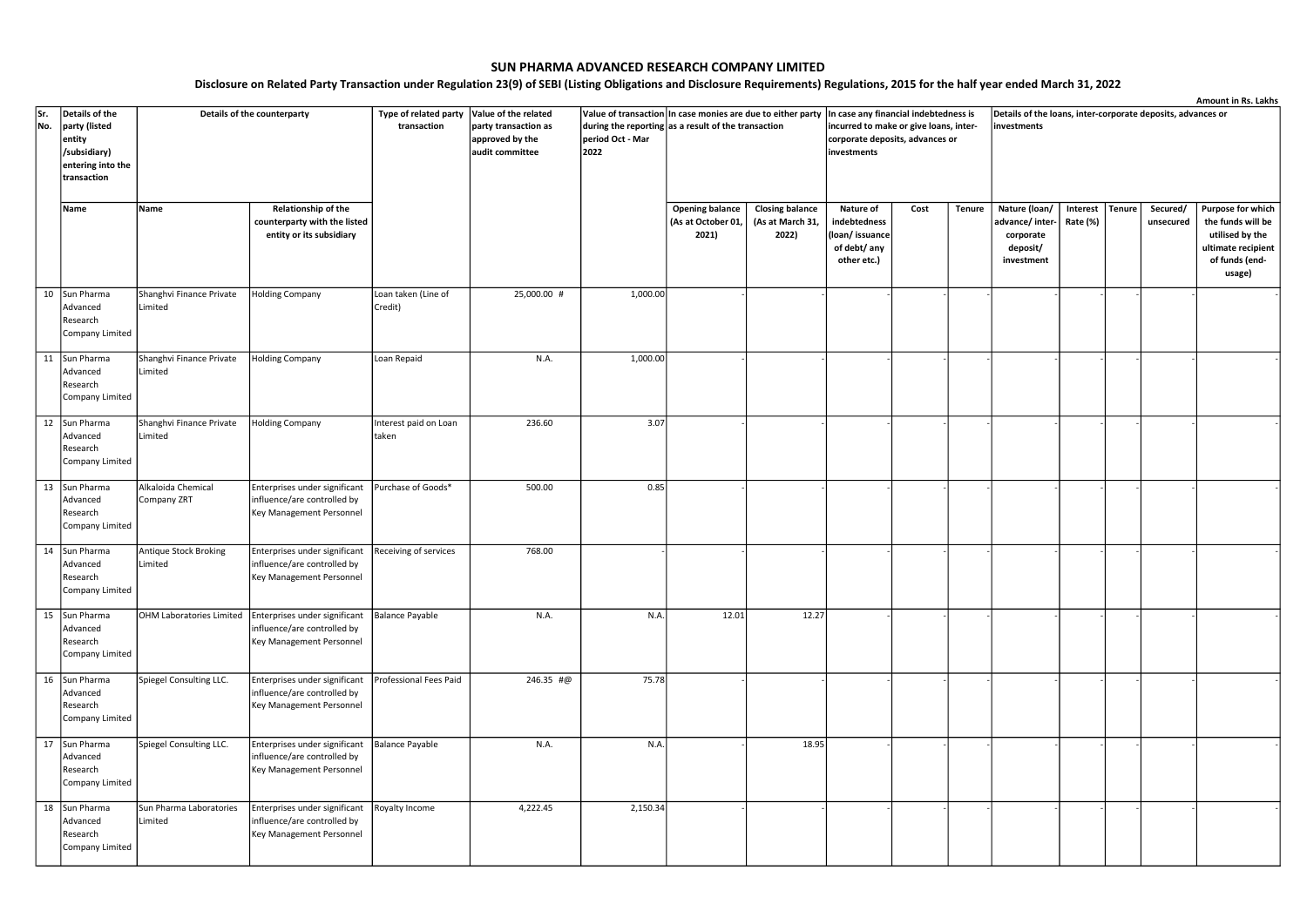# SUN PHARMA ADVANCED RESEARCH COMPANY LIMITED

**Disclosure on Related Party Transaction under Regulation 23(9) of SEBI (Listing Obligations and Disclosure Requirements) Regulations, 2015 for the half year ended March 31, 2022**

Amount in Rs. Lakhs

| Sr. No. | Details of the party (listed entity /subsidiary) entering into the transaction | Details of the counterparty | | Type of related party transaction | Value of the related party transaction as approved by the audit committee | Value of transaction during the reporting period Oct - Mar 2022 | In case monies are due to either party as a result of the transaction | | In case any financial indebtedness is incurred to make or give loans, inter-corporate deposits, advances or investments | | | Details of the loans, inter-corporate deposits, advances or investments | | | | |
|---|---|---|---|---|---|---|---|---|---|---|---|---|---|---|---|---|
| | Name | Name | Relationship of the counterparty with the listed entity or its subsidiary | | | | Opening balance (As at October 01, 2021) | Closing balance (As at March 31, 2022) | Nature of indebtedness (loan/ issuance of debt/ any other etc.) | Cost | Tenure | Nature (loan/ advance/ inter-corporate deposit/ investment | Interest Rate (%) | Tenure | Secured/ unsecured | Purpose for which the funds will be utilised by the ultimate recipient of funds (end-usage) |
| 10 | Sun Pharma Advanced Research Company Limited | Shanghvi Finance Private Limited | Holding Company | Loan taken (Line of Credit) | 25,000.00 # | 1,000.00 | - | - | - | - | - | - | - | - | - | - |
| 11 | Sun Pharma Advanced Research Company Limited | Shanghvi Finance Private Limited | Holding Company | Loan Repaid | N.A. | 1,000.00 | - | - | - | - | - | - | - | - | - | - |
| 12 | Sun Pharma Advanced Research Company Limited | Shanghvi Finance Private Limited | Holding Company | Interest paid on Loan taken | 236.60 | 3.07 | - | - | - | - | - | - | - | - | - | - |
| 13 | Sun Pharma Advanced Research Company Limited | Alkaloida Chemical Company ZRT | Enterprises under significant influence/are controlled by Key Management Personnel | Purchase of Goods* | 500.00 | 0.85 | - | - | - | - | - | - | - | - | - | - |
| 14 | Sun Pharma Advanced Research Company Limited | Antique Stock Broking Limited | Enterprises under significant influence/are controlled by Key Management Personnel | Receiving of services | 768.00 | - | - | - | - | - | - | - | - | - | - | - |
| 15 | Sun Pharma Advanced Research Company Limited | OHM Laboratories Limited | Enterprises under significant influence/are controlled by Key Management Personnel | Balance Payable | N.A. | N.A. | 12.01 | 12.27 | - | - | - | - | - | - | - | - |
| 16 | Sun Pharma Advanced Research Company Limited | Spiegel Consulting LLC. | Enterprises under significant influence/are controlled by Key Management Personnel | Professional Fees Paid | 246.35 #@ | 75.78 | - | - | - | - | - | - | - | - | - | - |
| 17 | Sun Pharma Advanced Research Company Limited | Spiegel Consulting LLC. | Enterprises under significant influence/are controlled by Key Management Personnel | Balance Payable | N.A. | N.A. | - | 18.95 | - | - | - | - | - | - | - | - |
| 18 | Sun Pharma Advanced Research Company Limited | Sun Pharma Laboratories Limited | Enterprises under significant influence/are controlled by Key Management Personnel | Royalty Income | 4,222.45 | 2,150.34 | - | - | - | - | - | - | - | - | - | - |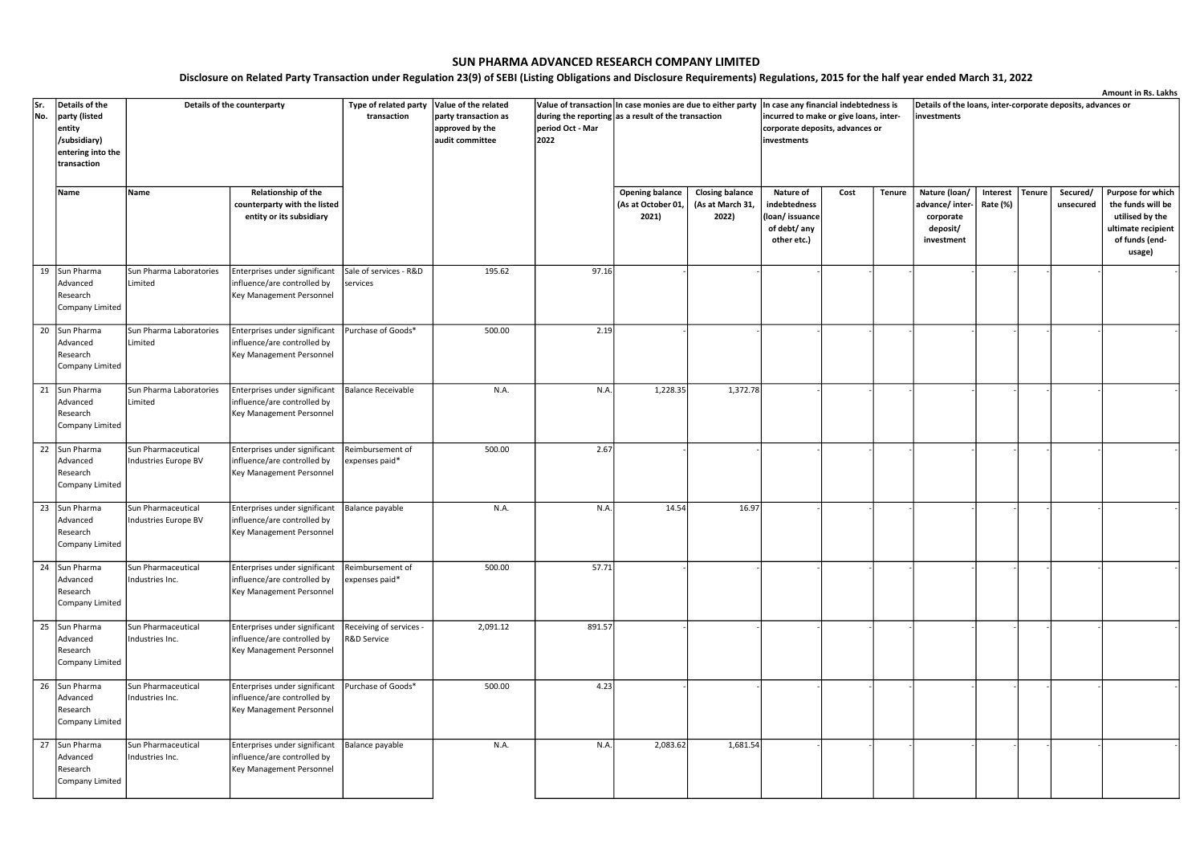## SUN PHARMA ADVANCED RESEARCH COMPANY LIMITED

**Disclosure on Related Party Transaction under Regulation 23(9) of SEBI (Listing Obligations and Disclosure Requirements) Regulations, 2015 for the half year ended March 31, 2022**

Amount in Rs. Lakhs

| Sr. No. | Details of the party (listed entity /subsidiary) entering into the transaction | Details of the counterparty | | Type of related party transaction | Value of the related party transaction as approved by the audit committee | Value of transaction during the reporting period Oct - Mar 2022 | In case monies are due to either party as a result of the transaction | | In case any financial indebtedness is incurred to make or give loans, inter-corporate deposits, advances or investments | | | Details of the loans, inter-corporate deposits, advances or investments | | | | |
|---|---|---|---|---|---|---|---|---|---|---|---|---|---|---|---|---|
| | Name | Name | Relationship of the counterparty with the listed entity or its subsidiary | | | | Opening balance (As at October 01, 2021) | Closing balance (As at March 31, 2022) | Nature of indebtedness (loan/ issuance of debt/ any other etc.) | Cost | Tenure | Nature (loan/ advance/ inter-corporate deposit/ investment | Interest Rate (%) | Tenure | Secured/ unsecured | Purpose for which the funds will be utilised by the ultimate recipient of funds (end-usage) |
| 19 | Sun Pharma Advanced Research Company Limited | Sun Pharma Laboratories Limited | Enterprises under significant influence/are controlled by Key Management Personnel | Sale of services - R&D services | 195.62 | 97.16 | - | - | - | - | - | - | - | - | - | - |
| 20 | Sun Pharma Advanced Research Company Limited | Sun Pharma Laboratories Limited | Enterprises under significant influence/are controlled by Key Management Personnel | Purchase of Goods* | 500.00 | 2.19 | - | - | - | - | - | - | - | - | - | - |
| 21 | Sun Pharma Advanced Research Company Limited | Sun Pharma Laboratories Limited | Enterprises under significant influence/are controlled by Key Management Personnel | Balance Receivable | N.A. | N.A. | 1,228.35 | 1,372.78 | - | - | - | - | - | - | - | - |
| 22 | Sun Pharma Advanced Research Company Limited | Sun Pharmaceutical Industries Europe BV | Enterprises under significant influence/are controlled by Key Management Personnel | Reimbursement of expenses paid* | 500.00 | 2.67 | - | - | - | - | - | - | - | - | - | - |
| 23 | Sun Pharma Advanced Research Company Limited | Sun Pharmaceutical Industries Europe BV | Enterprises under significant influence/are controlled by Key Management Personnel | Balance payable | N.A. | N.A. | 14.54 | 16.97 | - | - | - | - | - | - | - | - |
| 24 | Sun Pharma Advanced Research Company Limited | Sun Pharmaceutical Industries Inc. | Enterprises under significant influence/are controlled by Key Management Personnel | Reimbursement of expenses paid* | 500.00 | 57.71 | - | - | - | - | - | - | - | - | - | - |
| 25 | Sun Pharma Advanced Research Company Limited | Sun Pharmaceutical Industries Inc. | Enterprises under significant influence/are controlled by Key Management Personnel | Receiving of services - R&D Service | 2,091.12 | 891.57 | - | - | - | - | - | - | - | - | - | - |
| 26 | Sun Pharma Advanced Research Company Limited | Sun Pharmaceutical Industries Inc. | Enterprises under significant influence/are controlled by Key Management Personnel | Purchase of Goods* | 500.00 | 4.23 | - | - | - | - | - | - | - | - | - | - |
| 27 | Sun Pharma Advanced Research Company Limited | Sun Pharmaceutical Industries Inc. | Enterprises under significant influence/are controlled by Key Management Personnel | Balance payable | N.A. | N.A. | 2,083.62 | 1,681.54 | - | - | - | - | - | - | - | - |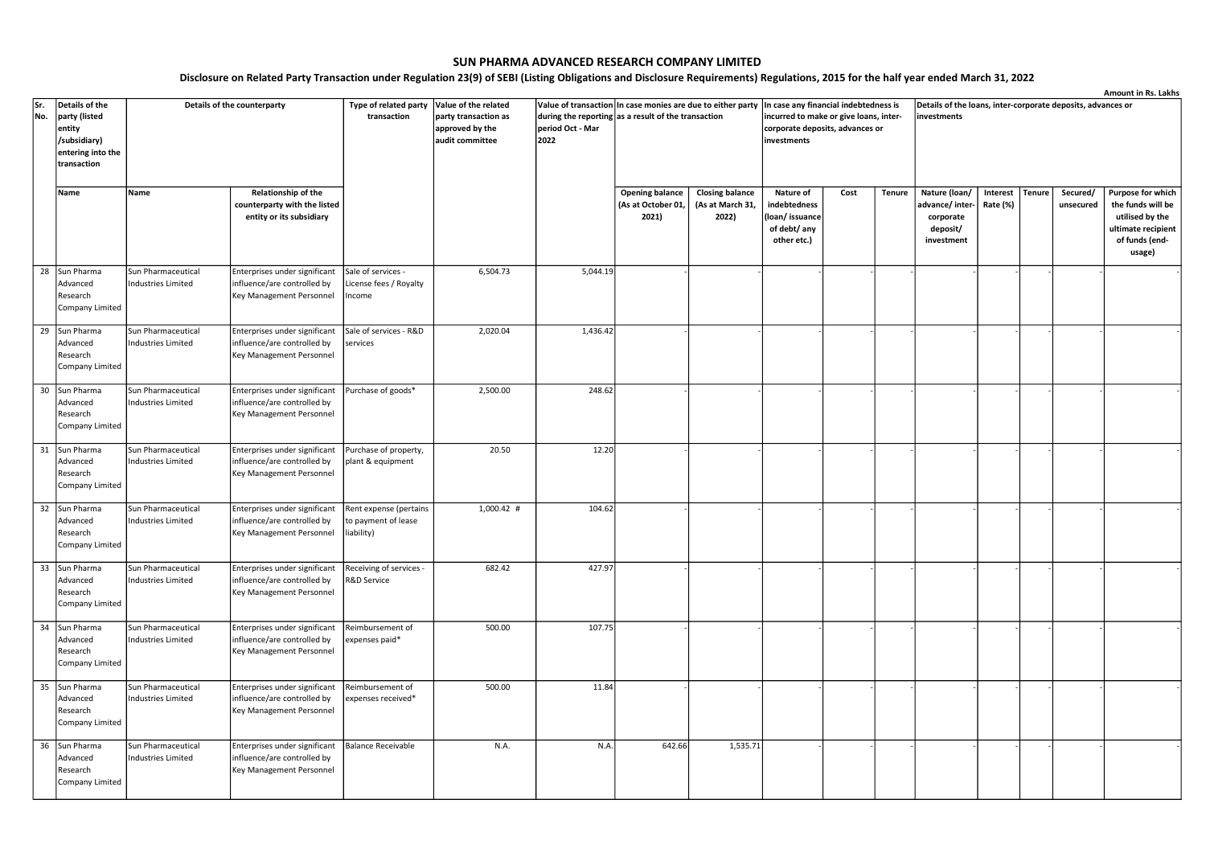# SUN PHARMA ADVANCED RESEARCH COMPANY LIMITED

**Disclosure on Related Party Transaction under Regulation 23(9) of SEBI (Listing Obligations and Disclosure Requirements) Regulations, 2015 for the half year ended March 31, 2022**

**Amount in Rs. Lakhs**

| Sr. No. | Details of the party (listed entity /subsidiary) entering into the transaction | Details of the counterparty | | Type of related party transaction | Value of the related party transaction as approved by the audit committee | Value of transaction during the reporting period Oct - Mar 2022 | In case monies are due to either party as a result of the transaction | | In case any financial indebtedness is incurred to make or give loans, inter-corporate deposits, advances or investments | | | Details of the loans, inter-corporate deposits, advances or investments | | | | |
|---|---|---|---|---|---|---|---|---|---|---|---|---|---|---|---|---|
| | Name | Name | Relationship of the counterparty with the listed entity or its subsidiary | | | | Opening balance (As at October 01, 2021) | Closing balance (As at March 31, 2022) | Nature of indebtedness (loan/ issuance of debt/ any other etc.) | Cost | Tenure | Nature (loan/ advance/ inter-corporate deposit/ investment | Interest Rate (%) | Tenure | Secured/ unsecured | Purpose for which the funds will be utilised by the ultimate recipient of funds (end-usage) |
| 28 | Sun Pharma Advanced Research Company Limited | Sun Pharmaceutical Industries Limited | Enterprises under significant influence/are controlled by Key Management Personnel | Sale of services - License fees / Royalty Income | 6,504.73 | 5,044.19 | - | - | - | - | - | - | - | - | - | - |
| 29 | Sun Pharma Advanced Research Company Limited | Sun Pharmaceutical Industries Limited | Enterprises under significant influence/are controlled by Key Management Personnel | Sale of services - R&D services | 2,020.04 | 1,436.42 | - | - | - | - | - | - | - | - | - | - |
| 30 | Sun Pharma Advanced Research Company Limited | Sun Pharmaceutical Industries Limited | Enterprises under significant influence/are controlled by Key Management Personnel | Purchase of goods* | 2,500.00 | 248.62 | - | - | - | - | - | - | - | - | - | - |
| 31 | Sun Pharma Advanced Research Company Limited | Sun Pharmaceutical Industries Limited | Enterprises under significant influence/are controlled by Key Management Personnel | Purchase of property, plant & equipment | 20.50 | 12.20 | - | - | - | - | - | - | - | - | - | - |
| 32 | Sun Pharma Advanced Research Company Limited | Sun Pharmaceutical Industries Limited | Enterprises under significant influence/are controlled by Key Management Personnel | Rent expense (pertains to payment of lease liability) | 1,000.42 # | 104.62 | - | - | - | - | - | - | - | - | - | - |
| 33 | Sun Pharma Advanced Research Company Limited | Sun Pharmaceutical Industries Limited | Enterprises under significant influence/are controlled by Key Management Personnel | Receiving of services - R&D Service | 682.42 | 427.97 | - | - | - | - | - | - | - | - | - | - |
| 34 | Sun Pharma Advanced Research Company Limited | Sun Pharmaceutical Industries Limited | Enterprises under significant influence/are controlled by Key Management Personnel | Reimbursement of expenses paid* | 500.00 | 107.75 | - | - | - | - | - | - | - | - | - | - |
| 35 | Sun Pharma Advanced Research Company Limited | Sun Pharmaceutical Industries Limited | Enterprises under significant influence/are controlled by Key Management Personnel | Reimbursement of expenses received* | 500.00 | 11.84 | - | - | - | - | - | - | - | - | - | - |
| 36 | Sun Pharma Advanced Research Company Limited | Sun Pharmaceutical Industries Limited | Enterprises under significant influence/are controlled by Key Management Personnel | Balance Receivable | N.A. | N.A. | 642.66 | 1,535.71 | - | - | - | - | - | - | - | - |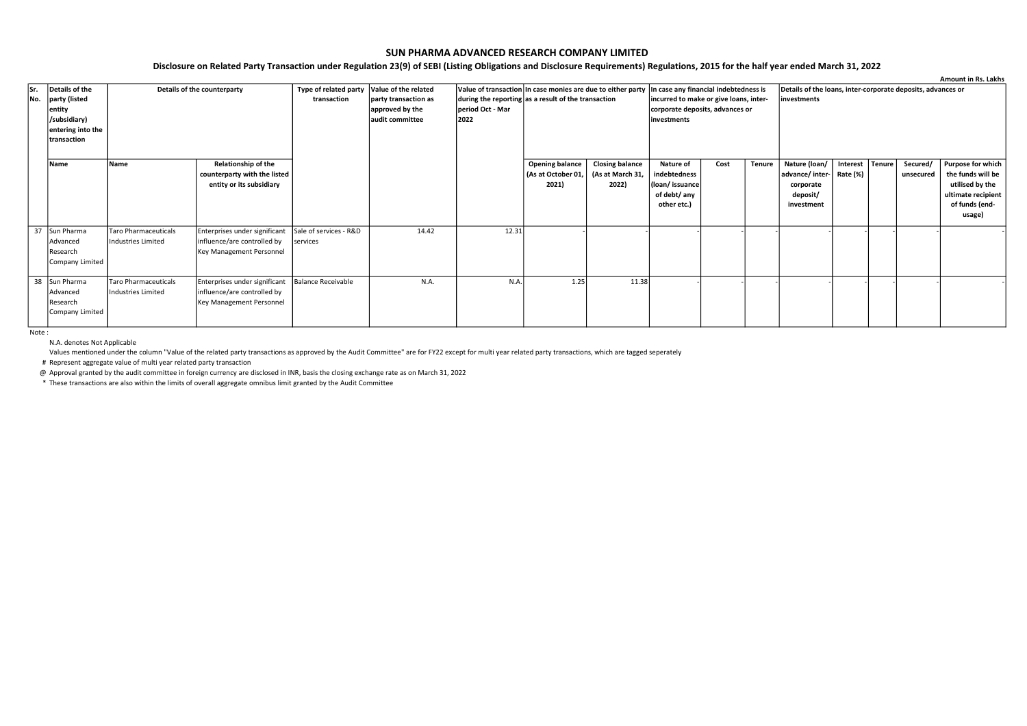# SUN PHARMA ADVANCED RESEARCH COMPANY LIMITED

## Disclosure on Related Party Transaction under Regulation 23(9) of SEBI (Listing Obligations and Disclosure Requirements) Regulations, 2015 for the half year ended March 31, 2022

**Amount in Rs. Lakhs**

| Sr. No. | Details of the party (listed entity /subsidiary) entering into the transaction | Details of the counterparty | | Type of related party transaction | Value of the related party transaction as approved by the audit committee | Value of transaction during the reporting period Oct - Mar 2022 | In case monies are due to either party as a result of the transaction | | In case any financial indebtedness is incurred to make or give loans, inter-corporate deposits, advances or investments | | | Details of the loans, inter-corporate deposits, advances or investments | | | | |
|---|---|---|---|---|---|---|---|---|---|---|---|---|---|---|---|---|
| | Name | Name | Relationship of the counterparty with the listed entity or its subsidiary | | | | Opening balance (As at October 01, 2021) | Closing balance (As at March 31, 2022) | Nature of indebtedness (loan/ issuance of debt/ any other etc.) | Cost | Tenure | Nature (loan/ advance/ inter-corporate deposit/ investment | Interest Rate (%) | Tenure | Secured/ unsecured | Purpose for which the funds will be utilised by the ultimate recipient of funds (end-usage) |
| 37 | Sun Pharma Advanced Research Company Limited | Taro Pharmaceuticals Industries Limited | Enterprises under significant influence/are controlled by Key Management Personnel | Sale of services - R&D services | 14.42 | 12.31 | - | - | - | - | - | - | - | - | - | - |
| 38 | Sun Pharma Advanced Research Company Limited | Taro Pharmaceuticals Industries Limited | Enterprises under significant influence/are controlled by Key Management Personnel | Balance Receivable | N.A. | N.A. | 1.25 | 11.38 | - | - | - | - | - | - | - | - |

Note :

N.A. denotes Not Applicable

Values mentioned under the column "Value of the related party transactions as approved by the Audit Committee" are for FY22 except for multi year related party transactions, which are tagged seperately

\# Represent aggregate value of multi year related party transaction

@ Approval granted by the audit committee in foreign currency are disclosed in INR, basis the closing exchange rate as on March 31, 2022

\* These transactions are also within the limits of overall aggregate omnibus limit granted by the Audit Committee